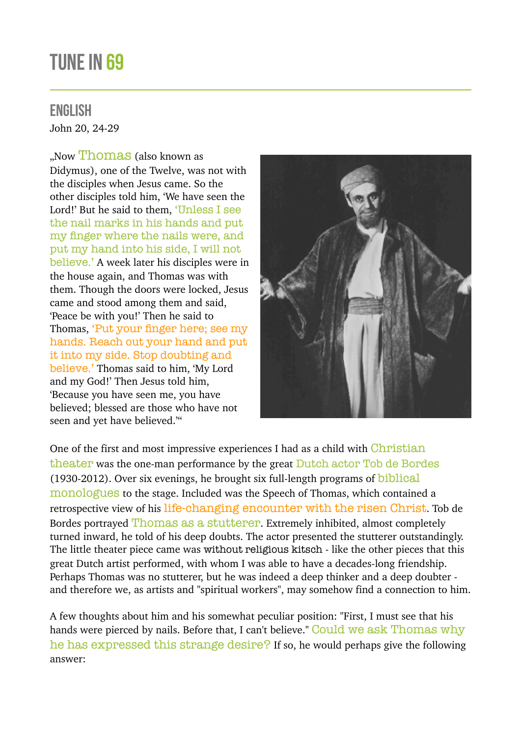# TUNE IN 69

## ENGLISH

John 20, 24-29

„Now Thomas (also known as Didymus), one of the Twelve, was not with the disciples when Jesus came. So the other disciples told him, 'We have seen the Lord!' But he said to them, 'Unless I see the nail marks in his hands and put my finger where the nails were, and put my hand into his side, I will not believe.' A week later his disciples were in the house again, and Thomas was with them. Though the doors were locked, Jesus came and stood among them and said, 'Peace be with you!' Then he said to Thomas, 'Put your finger here; see my hands. Reach out your hand and put it into my side. Stop doubting and believe.' Thomas said to him, 'My Lord and my God!' Then Jesus told him, 'Because you have seen me, you have believed; blessed are those who have not seen and yet have believed.'"

One of the first and most impressive experiences I had as a child with Christian theater was the one-man performance by the great Dutch actor Tob de Bordes (1930-2012). Over six evenings, he brought six full-length programs of biblical monologues to the stage. Included was the Speech of Thomas, which contained a retrospective view of his life-changing encounter with the risen Christ. Tob de Bordes portrayed Thomas as a stutterer. Extremely inhibited, almost completely turned inward, he told of his deep doubts. The actor presented the stutterer outstandingly. The little theater piece came was without religious kitsch - like the other pieces that this great Dutch artist performed, with whom I was able to have a decades-long friendship. Perhaps Thomas was no stutterer, but he was indeed a deep thinker and a deep doubter - and therefore we, as artists and "spiritual workers", may somehow find a connection to him.

A few thoughts about him and his somewhat peculiar position: "First, I must see that his hands were pierced by nails. Before that, I can't believe." Could we ask Thomas why he has expressed this strange desire? If so, he would perhaps give the following answer: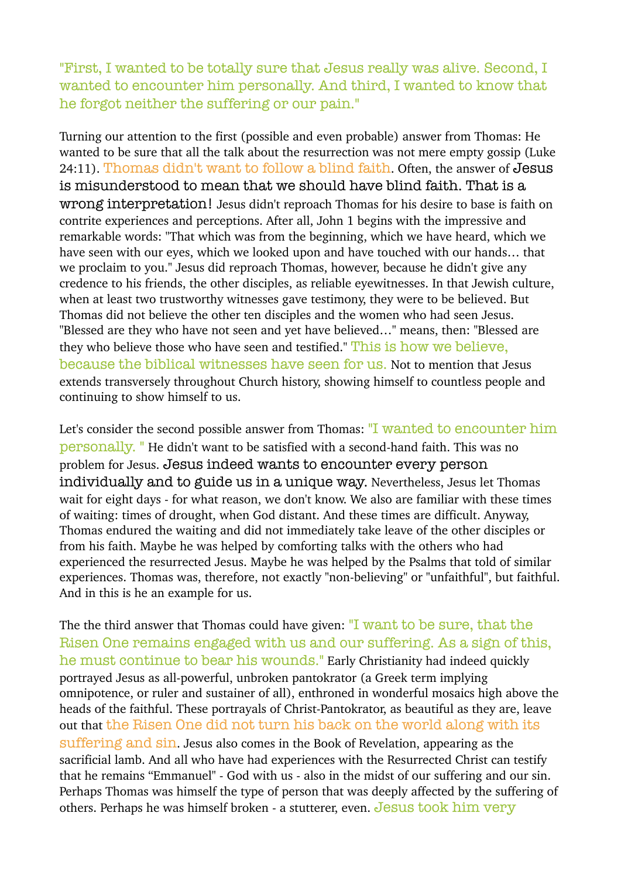"First, I wanted to be totally sure that Jesus really was alive. Second, I wanted to encounter him personally. And third, I wanted to know that he forgot neither the suffering or our pain."

Turning our attention to the first (possible and even probable) answer from Thomas: He wanted to be sure that all the talk about the resurrection was not mere empty gossip (Luke 24:11). Thomas didn't want to follow a blind faith. Often, the answer of Jesus is misunderstood to mean that we should have blind faith. That is a wrong interpretation! Jesus didn't reproach Thomas for his desire to base is faith on contrite experiences and perceptions. After all, John 1 begins with the impressive and remarkable words: "That which was from the beginning, which we have heard, which we have seen with our eyes, which we looked upon and have touched with our hands… that we proclaim to you." Jesus did reproach Thomas, however, because he didn't give any credence to his friends, the other disciples, as reliable eyewitnesses. In that Jewish culture, when at least two trustworthy witnesses gave testimony, they were to be believed. But Thomas did not believe the other ten disciples and the women who had seen Jesus. "Blessed are they who have not seen and yet have believed…" means, then: "Blessed are they who believe those who have seen and testified." This is how we believe, because the biblical witnesses have seen for us. Not to mention that Jesus extends transversely throughout Church history, showing himself to countless people and continuing to show himself to us.

Let's consider the second possible answer from Thomas: "I wanted to encounter him personally. " He didn't want to be satisfied with a second-hand faith. This was no problem for Jesus. Jesus indeed wants to encounter every person individually and to guide us in a unique way. Nevertheless, Jesus let Thomas wait for eight days - for what reason, we don't know. We also are familiar with these times of waiting: times of drought, when God distant. And these times are difficult. Anyway, Thomas endured the waiting and did not immediately take leave of the other disciples or from his faith. Maybe he was helped by comforting talks with the others who had experienced the resurrected Jesus. Maybe he was helped by the Psalms that told of similar experiences. Thomas was, therefore, not exactly "non-believing" or "unfaithful", but faithful. And in this is he an example for us.

The the third answer that Thomas could have given: "I want to be sure, that the Risen One remains engaged with us and our suffering. As a sign of this, he must continue to bear his wounds." Early Christianity had indeed quickly portrayed Jesus as all-powerful, unbroken pantokrator (a Greek term implying omnipotence, or ruler and sustainer of all), enthroned in wonderful mosaics high above the heads of the faithful. These portrayals of Christ-Pantokrator, as beautiful as they are, leave out that the Risen One did not turn his back on the world along with its suffering and sin. Jesus also comes in the Book of Revelation, appearing as the sacrificial lamb. And all who have had experiences with the Resurrected Christ can testify that he remains "Emmanuel" - God with us - also in the midst of our suffering and our sin. Perhaps Thomas was himself the type of person that was deeply affected by the suffering of others. Perhaps he was himself broken - a stutterer, even. Jesus took him very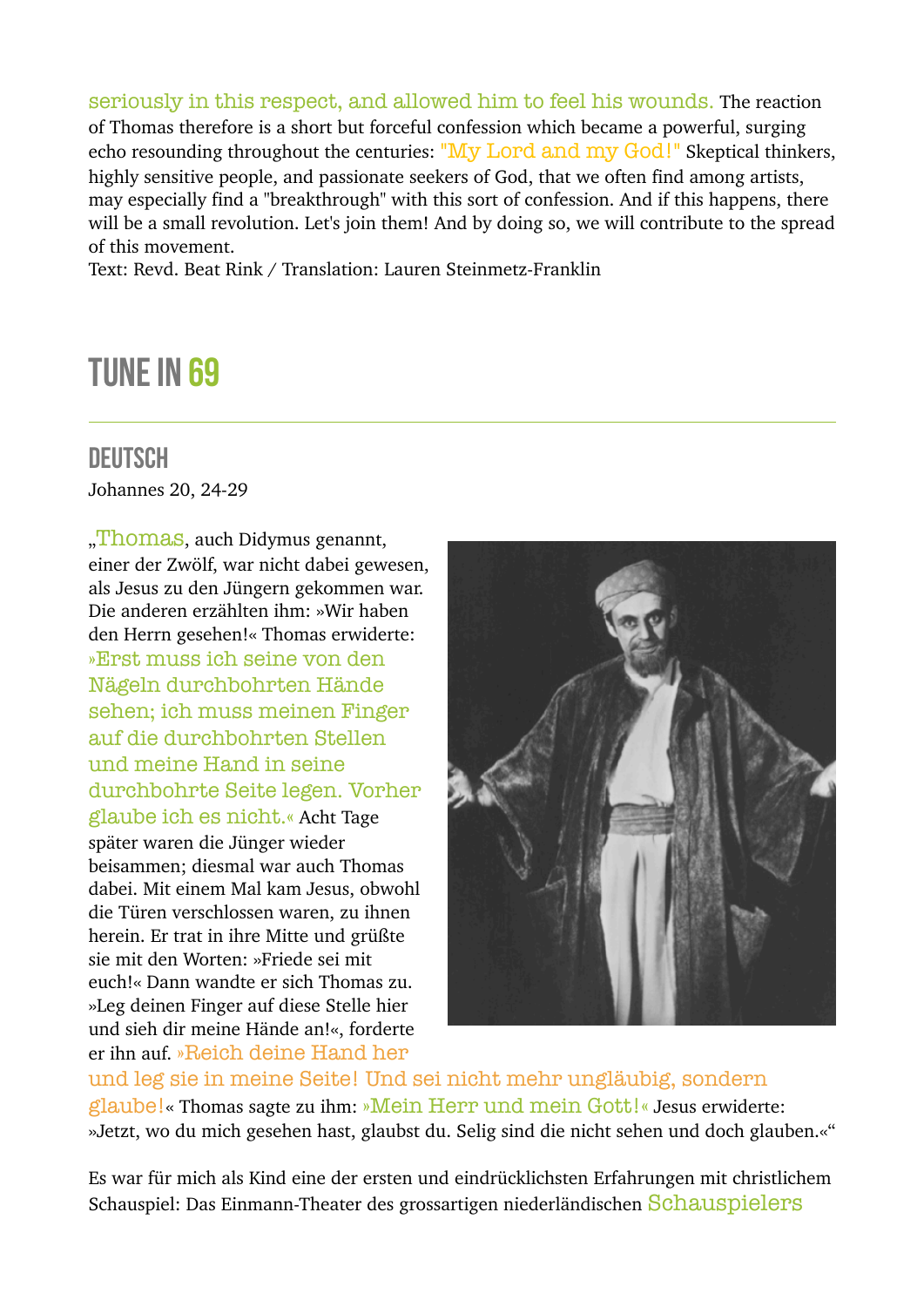seriously in this respect, and allowed him to feel his wounds. The reaction of Thomas therefore is a short but forceful confession which became a powerful, surging echo resounding throughout the centuries: "My Lord and my God!" Skeptical thinkers, highly sensitive people, and passionate seekers of God, that we often find among artists, may especially find a "breakthrough" with this sort of confession. And if this happens, there will be a small revolution. Let's join them! And by doing so, we will contribute to the spread of this movement.
Text: Revd. Beat Rink / Translation: Lauren Steinmetz-Franklin

# TUNE IN 69

## DEUTSCH

Johannes 20, 24-29

„Thomas, auch Didymus genannt, einer der Zwölf, war nicht dabei gewesen, als Jesus zu den Jüngern gekommen war. Die anderen erzählten ihm: »Wir haben den Herrn gesehen!« Thomas erwiderte: »Erst muss ich seine von den Nägeln durchbohrten Hände sehen; ich muss meinen Finger auf die durchbohrten Stellen und meine Hand in seine durchbohrte Seite legen. Vorher glaube ich es nicht.« Acht Tage später waren die Jünger wieder beisammen; diesmal war auch Thomas dabei. Mit einem Mal kam Jesus, obwohl die Türen verschlossen waren, zu ihnen herein. Er trat in ihre Mitte und grüßte sie mit den Worten: »Friede sei mit euch!« Dann wandte er sich Thomas zu. »Leg deinen Finger auf diese Stelle hier und sieh dir meine Hände an!«, forderte er ihn auf. »Reich deine Hand her und leg sie in meine Seite! Und sei nicht mehr ungläubig, sondern glaube!« Thomas sagte zu ihm: »Mein Herr und mein Gott!« Jesus erwiderte: »Jetzt, wo du mich gesehen hast, glaubst du. Selig sind die nicht sehen und doch glauben.«"

Es war für mich als Kind eine der ersten und eindrücklichsten Erfahrungen mit christlichem Schauspiel: Das Einmann-Theater des grossartigen niederländischen Schauspielers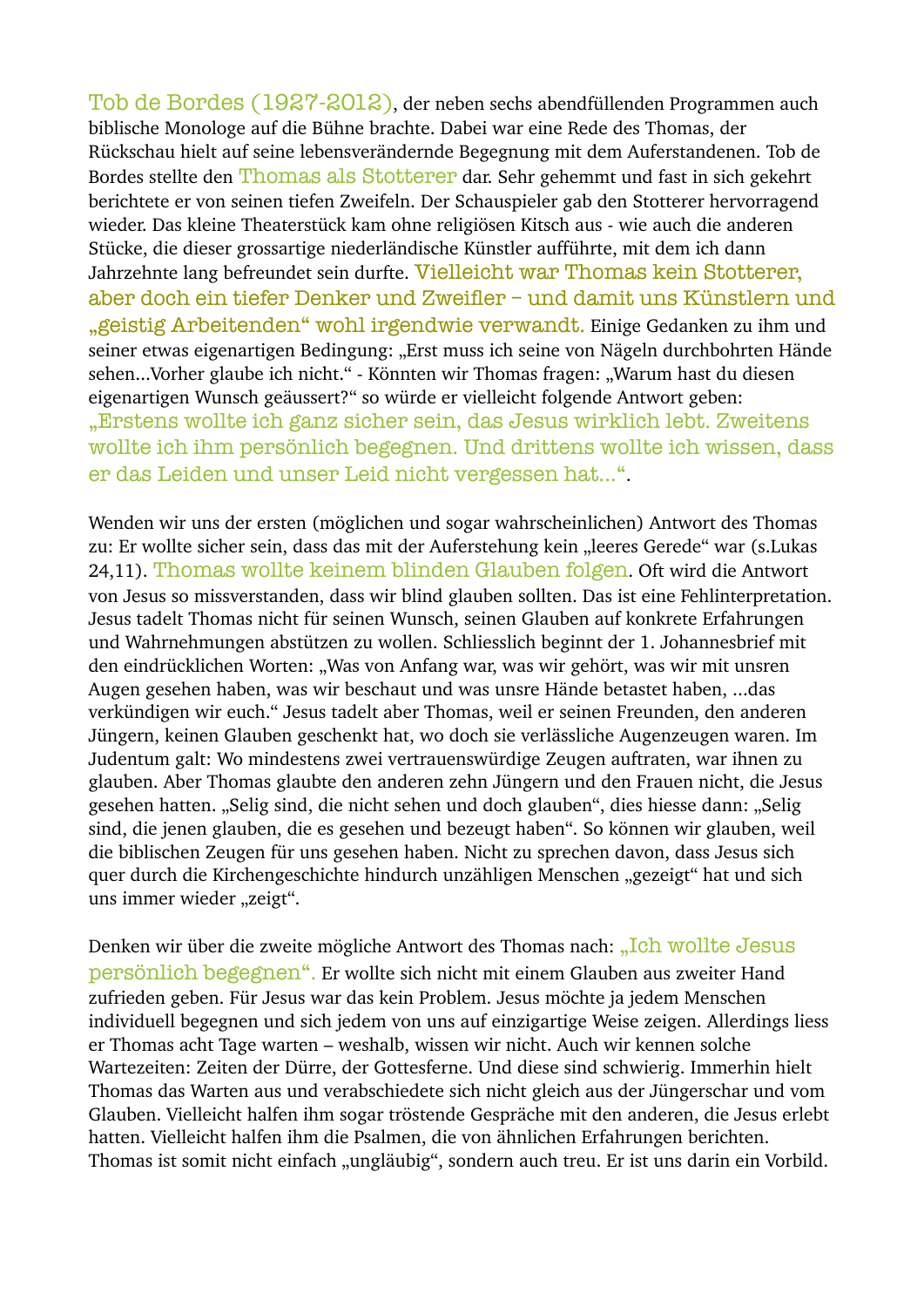Tob de Bordes (1927-2012), der neben sechs abendfüllenden Programmen auch biblische Monologe auf die Bühne brachte. Dabei war eine Rede des Thomas, der Rückschau hielt auf seine lebensverändernde Begegnung mit dem Auferstandenen. Tob de Bordes stellte den Thomas als Stotterer dar. Sehr gehemmt und fast in sich gekehrt berichtete er von seinen tiefen Zweifeln. Der Schauspieler gab den Stotterer hervorragend wieder. Das kleine Theaterstück kam ohne religiösen Kitsch aus - wie auch die anderen Stücke, die dieser grossartige niederländische Künstler aufführte, mit dem ich dann Jahrzehnte lang befreundet sein durfte. Vielleicht war Thomas kein Stotterer, aber doch ein tiefer Denker und Zweifler – und damit uns Künstlern und „geistig Arbeitenden" wohl irgendwie verwandt. Einige Gedanken zu ihm und seiner etwas eigenartigen Bedingung: „Erst muss ich seine von Nägeln durchbohrten Hände sehen...Vorher glaube ich nicht." - Könnten wir Thomas fragen: „Warum hast du diesen eigenartigen Wunsch geäussert?" so würde er vielleicht folgende Antwort geben: „Erstens wollte ich ganz sicher sein, das Jesus wirklich lebt. Zweitens wollte ich ihm persönlich begegnen. Und drittens wollte ich wissen, dass er das Leiden und unser Leid nicht vergessen hat...".

Wenden wir uns der ersten (möglichen und sogar wahrscheinlichen) Antwort des Thomas zu: Er wollte sicher sein, dass das mit der Auferstehung kein „leeres Gerede" war (s.Lukas 24,11). Thomas wollte keinem blinden Glauben folgen. Oft wird die Antwort von Jesus so missverstanden, dass wir blind glauben sollten. Das ist eine Fehlinterpretation. Jesus tadelt Thomas nicht für seinen Wunsch, seinen Glauben auf konkrete Erfahrungen und Wahrnehmungen abstützen zu wollen. Schliesslich beginnt der 1. Johannesbrief mit den eindrücklichen Worten: „Was von Anfang war, was wir gehört, was wir mit unsren Augen gesehen haben, was wir beschaut und was unsre Hände betastet haben, ...das verkündigen wir euch." Jesus tadelt aber Thomas, weil er seinen Freunden, den anderen Jüngern, keinen Glauben geschenkt hat, wo doch sie verlässliche Augenzeugen waren. Im Judentum galt: Wo mindestens zwei vertrauenswürdige Zeugen auftraten, war ihnen zu glauben. Aber Thomas glaubte den anderen zehn Jüngern und den Frauen nicht, die Jesus gesehen hatten. „Selig sind, die nicht sehen und doch glauben", dies hiesse dann: „Selig sind, die jenen glauben, die es gesehen und bezeugt haben". So können wir glauben, weil die biblischen Zeugen für uns gesehen haben. Nicht zu sprechen davon, dass Jesus sich quer durch die Kirchengeschichte hindurch unzähligen Menschen „gezeigt" hat und sich uns immer wieder „zeigt".

Denken wir über die zweite mögliche Antwort des Thomas nach: „Ich wollte Jesus persönlich begegnen". Er wollte sich nicht mit einem Glauben aus zweiter Hand zufrieden geben. Für Jesus war das kein Problem. Jesus möchte ja jedem Menschen individuell begegnen und sich jedem von uns auf einzigartige Weise zeigen. Allerdings liess er Thomas acht Tage warten – weshalb, wissen wir nicht. Auch wir kennen solche Wartezeiten: Zeiten der Dürre, der Gottesferne. Und diese sind schwierig. Immerhin hielt Thomas das Warten aus und verabschiedete sich nicht gleich aus der Jüngerschar und vom Glauben. Vielleicht halfen ihm sogar tröstende Gespräche mit den anderen, die Jesus erlebt hatten. Vielleicht halfen ihm die Psalmen, die von ähnlichen Erfahrungen berichten. Thomas ist somit nicht einfach „ungläubig", sondern auch treu. Er ist uns darin ein Vorbild.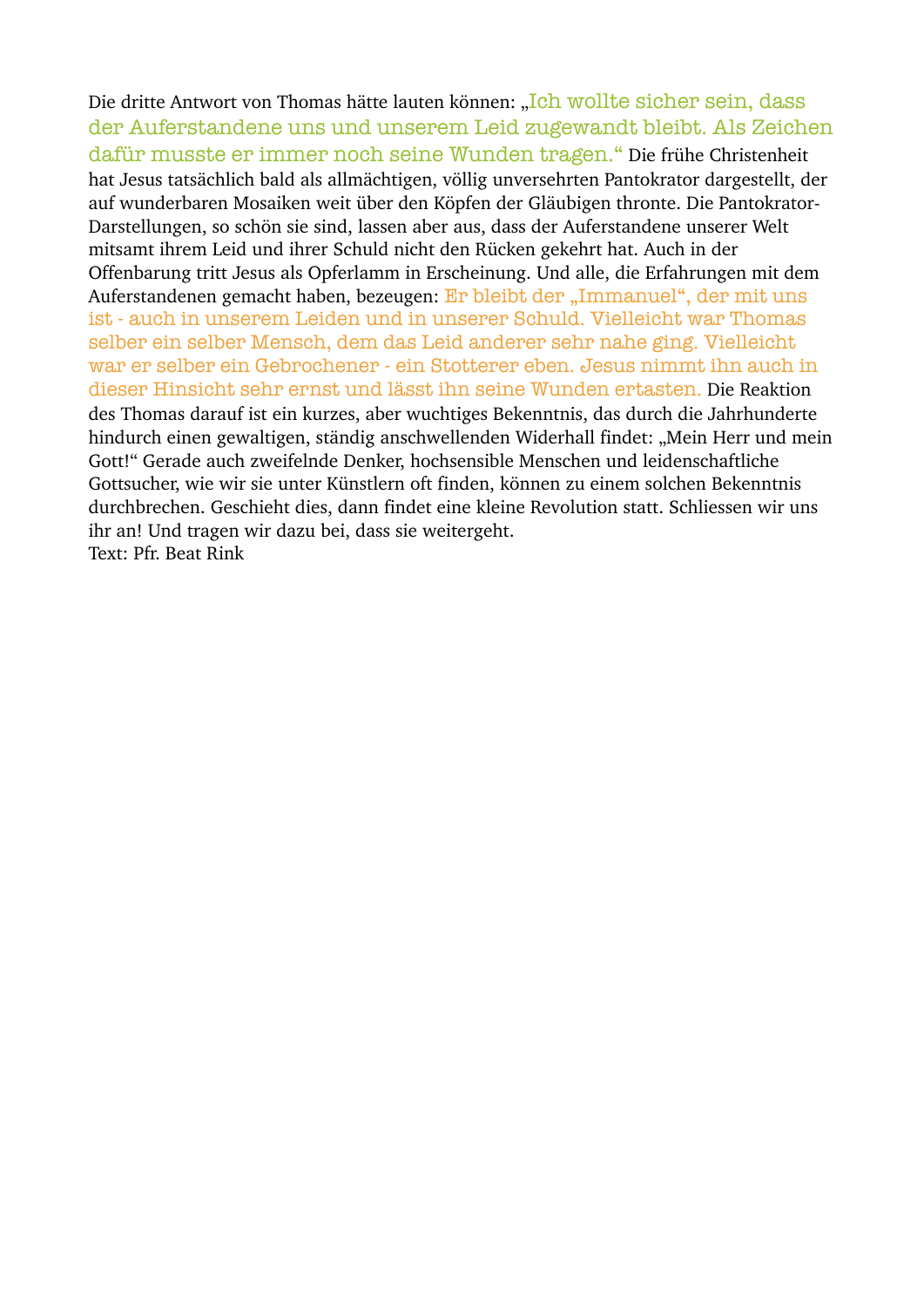Die dritte Antwort von Thomas hätte lauten können: „Ich wollte sicher sein, dass der Auferstandene uns und unserem Leid zugewandt bleibt. Als Zeichen dafür musste er immer noch seine Wunden tragen.“ Die frühe Christenheit hat Jesus tatsächlich bald als allmächtigen, völlig unversehrten Pantokrator dargestellt, der auf wunderbaren Mosaiken weit über den Köpfen der Gläubigen thronte. Die Pantokrator-Darstellungen, so schön sie sind, lassen aber aus, dass der Auferstandene unserer Welt mitsamt ihrem Leid und ihrer Schuld nicht den Rücken gekehrt hat. Auch in der Offenbarung tritt Jesus als Opferlamm in Erscheinung. Und alle, die Erfahrungen mit dem Auferstandenen gemacht haben, bezeugen: Er bleibt der „Immanuel“, der mit uns ist - auch in unserem Leiden und in unserer Schuld. Vielleicht war Thomas selber ein selber Mensch, dem das Leid anderer sehr nahe ging. Vielleicht war er selber ein Gebrochener - ein Stotterer eben. Jesus nimmt ihn auch in dieser Hinsicht sehr ernst und lässt ihn seine Wunden ertasten. Die Reaktion des Thomas darauf ist ein kurzes, aber wuchtiges Bekenntnis, das durch die Jahrhunderte hindurch einen gewaltigen, ständig anschwellenden Widerhall findet: „Mein Herr und mein Gott!“ Gerade auch zweifelnde Denker, hochsensible Menschen und leidenschaftliche Gottsucher, wie wir sie unter Künstlern oft finden, können zu einem solchen Bekenntnis durchbrechen. Geschieht dies, dann findet eine kleine Revolution statt. Schliessen wir uns ihr an! Und tragen wir dazu bei, dass sie weitergeht.

Text: Pfr. Beat Rink